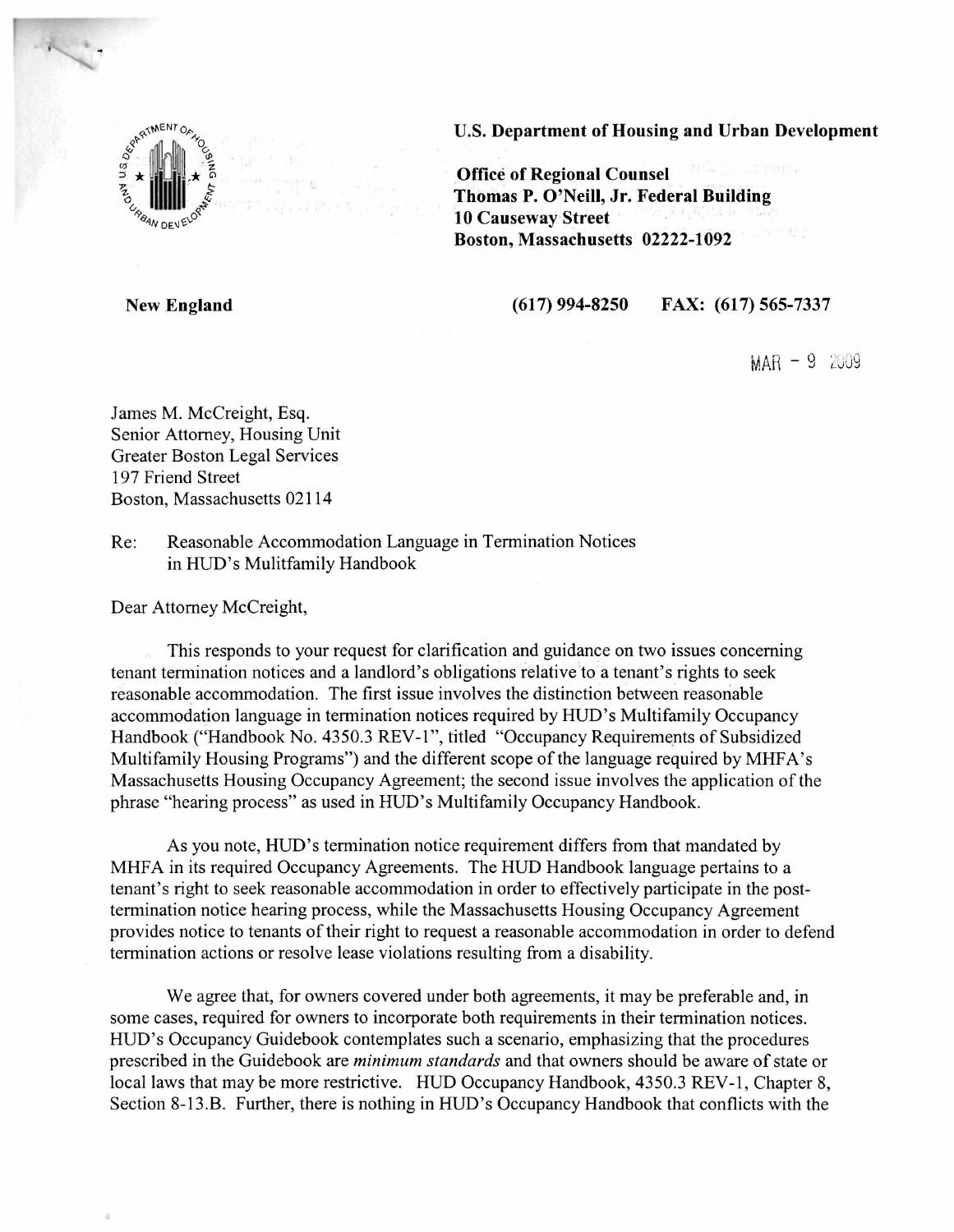**U.S. Department of Housing and Urban Development**

**Office of Regional Counsel**
**Thomas P. O'Neill, Jr. Federal Building**
**10 Causeway Street**
**Boston, Massachusetts 02222-1092**

**New England** **(617) 994-8250 FAX: (617) 565-7337**

MAR - 9 2009

James M. McCreight, Esq.
Senior Attorney, Housing Unit
Greater Boston Legal Services
197 Friend Street
Boston, Massachusetts 02114

Re: Reasonable Accommodation Language in Termination Notices in HUD's Mulitfamily Handbook

Dear Attorney McCreight,

This responds to your request for clarification and guidance on two issues concerning tenant termination notices and a landlord's obligations relative to a tenant's rights to seek reasonable accommodation. The first issue involves the distinction between reasonable accommodation language in termination notices required by HUD's Multifamily Occupancy Handbook ("Handbook No. 4350.3 REV-1", titled "Occupancy Requirements of Subsidized Multifamily Housing Programs") and the different scope of the language required by MHFA's Massachusetts Housing Occupancy Agreement; the second issue involves the application of the phrase "hearing process" as used in HUD's Multifamily Occupancy Handbook.

As you note, HUD's termination notice requirement differs from that mandated by MHFA in its required Occupancy Agreements. The HUD Handbook language pertains to a tenant's right to seek reasonable accommodation in order to effectively participate in the post-termination notice hearing process, while the Massachusetts Housing Occupancy Agreement provides notice to tenants of their right to request a reasonable accommodation in order to defend termination actions or resolve lease violations resulting from a disability.

We agree that, for owners covered under both agreements, it may be preferable and, in some cases, required for owners to incorporate both requirements in their termination notices. HUD's Occupancy Guidebook contemplates such a scenario, emphasizing that the procedures prescribed in the Guidebook are *minimum standards* and that owners should be aware of state or local laws that may be more restrictive. HUD Occupancy Handbook, 4350.3 REV-1, Chapter 8, Section 8-13.B. Further, there is nothing in HUD's Occupancy Handbook that conflicts with the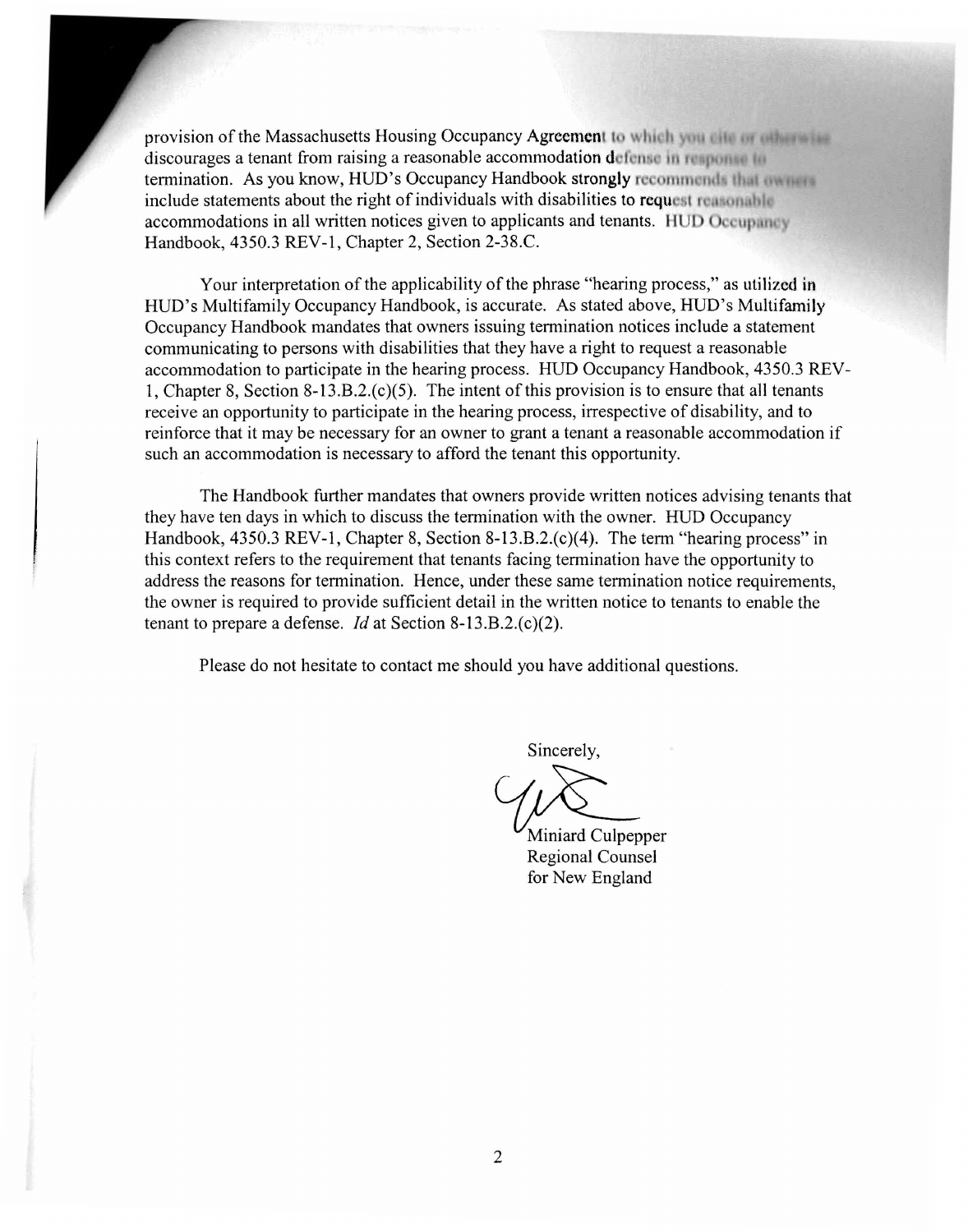provision of the Massachusetts Housing Occupancy Agreement to which you cite or otherwise discourages a tenant from raising a reasonable accommodation defense in response to termination. As you know, HUD's Occupancy Handbook strongly recommends that owners include statements about the right of individuals with disabilities to request reasonable accommodations in all written notices given to applicants and tenants. HUD Occupancy Handbook, 4350.3 REV-1, Chapter 2, Section 2-38.C.

Your interpretation of the applicability of the phrase "hearing process," as utilized in HUD's Multifamily Occupancy Handbook, is accurate. As stated above, HUD's Multifamily Occupancy Handbook mandates that owners issuing termination notices include a statement communicating to persons with disabilities that they have a right to request a reasonable accommodation to participate in the hearing process. HUD Occupancy Handbook, 4350.3 REV-1, Chapter 8, Section 8-13.B.2.(c)(5). The intent of this provision is to ensure that all tenants receive an opportunity to participate in the hearing process, irrespective of disability, and to reinforce that it may be necessary for an owner to grant a tenant a reasonable accommodation if such an accommodation is necessary to afford the tenant this opportunity.

The Handbook further mandates that owners provide written notices advising tenants that they have ten days in which to discuss the termination with the owner. HUD Occupancy Handbook, 4350.3 REV-1, Chapter 8, Section 8-13.B.2.(c)(4). The term "hearing process" in this context refers to the requirement that tenants facing termination have the opportunity to address the reasons for termination. Hence, under these same termination notice requirements, the owner is required to provide sufficient detail in the written notice to tenants to enable the tenant to prepare a defense. *Id* at Section 8-13.B.2.(c)(2).

Please do not hesitate to contact me should you have additional questions.

Sincerely,

Miniard Culpepper
Regional Counsel
for New England